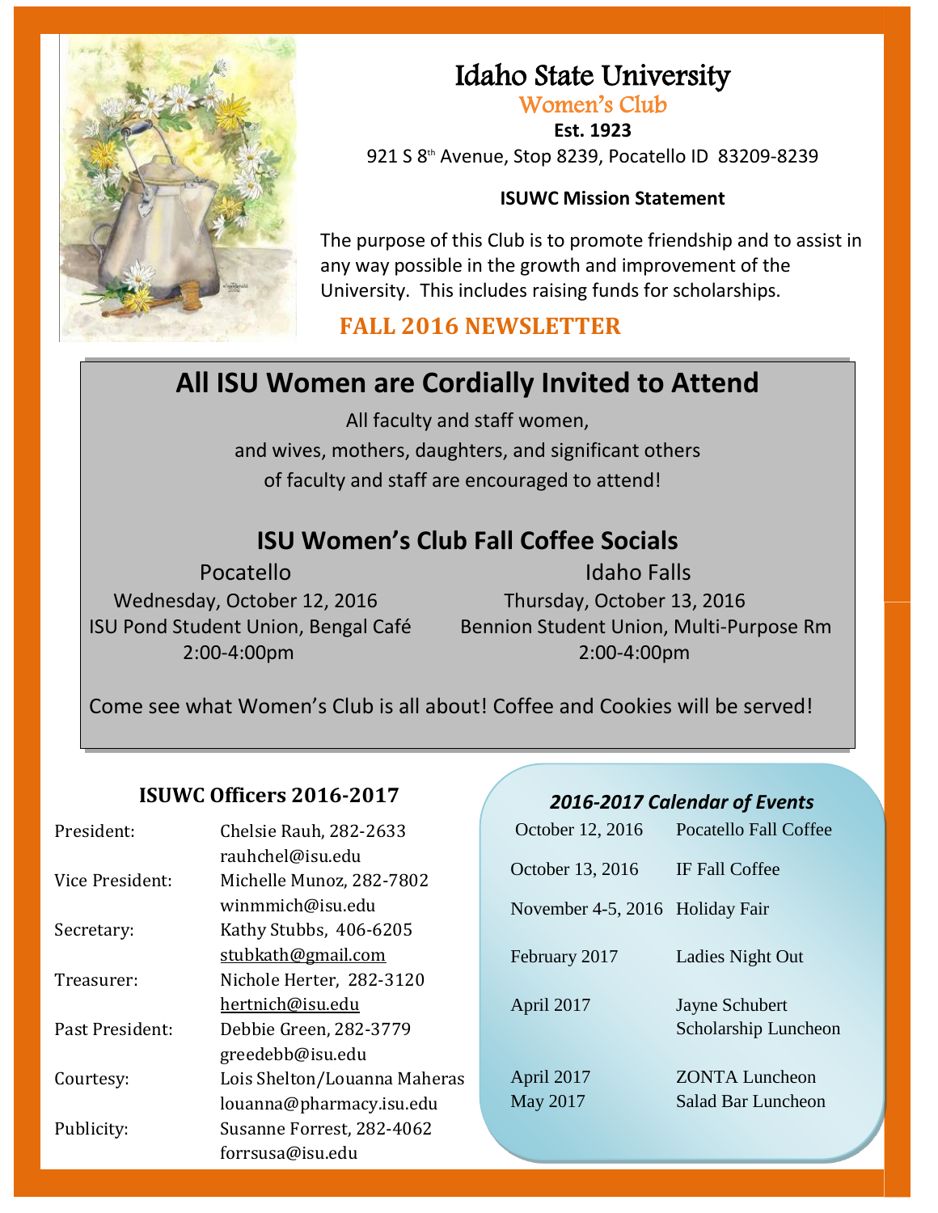# Idaho State University

## Women's Club

**Est. 1923**

921 S 8th Avenue, Stop 8239, Pocatello ID 83209-8239

**ISUWC Mission Statement**

The purpose of this Club is to promote friendship and to assist in any way possible in the growth and improvement of the University. This includes raising funds for scholarships.

**FALL 2016 NEWSLETTER**

## All ISU Women are Cordially Invited to Attend

All faculty and staff women,
and wives, mothers, daughters, and significant others
of faculty and staff are encouraged to attend!

### ISU Women's Club Fall Coffee Socials

**Pocatello**
Wednesday, October 12, 2016
ISU Pond Student Union, Bengal Café
2:00-4:00pm

**Idaho Falls**
Thursday, October 13, 2016
Bennion Student Union, Multi-Purpose Rm
2:00-4:00pm

Come see what Women's Club is all about! Coffee and Cookies will be served!

### ISUWC Officers 2016-2017

| Position | Name / Contact |
|---|---|
| President: | Chelsie Rauh, 282-2633<br>rauhchel@isu.edu |
| Vice President: | Michelle Munoz, 282-7802<br>winmmich@isu.edu |
| Secretary: | Kathy Stubbs, 406-6205<br>stubkath@gmail.com |
| Treasurer: | Nichole Herter, 282-3120<br>hertnich@isu.edu |
| Past President: | Debbie Green, 282-3779<br>greedebb@isu.edu |
| Courtesy: | Lois Shelton/Louanna Maheras<br>louanna@pharmacy.isu.edu |
| Publicity: | Susanne Forrest, 282-4062<br>forrsusa@isu.edu |

### *2016-2017 Calendar of Events*

| Date | Event |
|---|---|
| October 12, 2016 | Pocatello Fall Coffee |
| October 13, 2016 | IF Fall Coffee |
| November 4-5, 2016 | Holiday Fair |
| February 2017 | Ladies Night Out |
| April 2017 | Jayne Schubert Scholarship Luncheon |
| April 2017 | ZONTA Luncheon |
| May 2017 | Salad Bar Luncheon |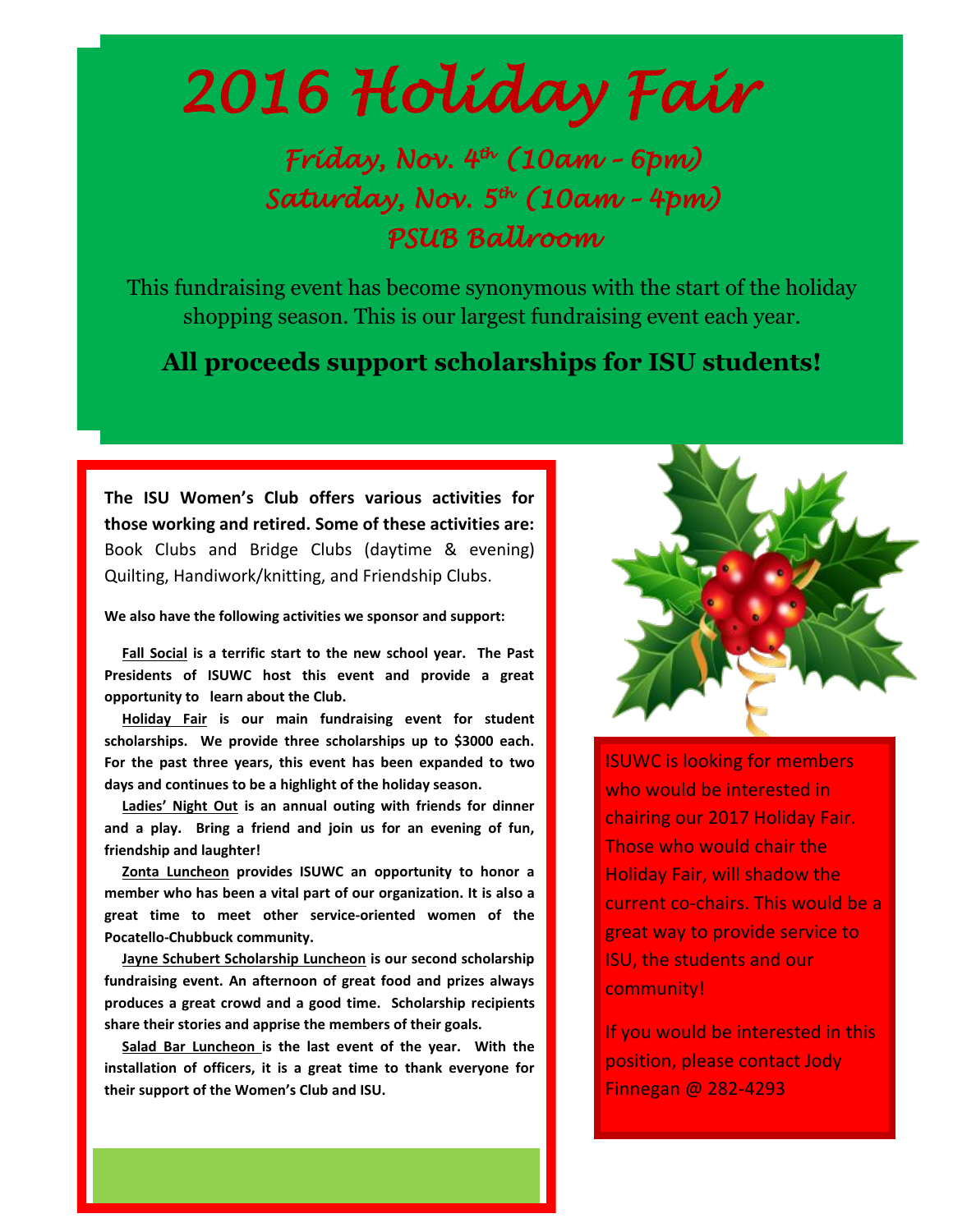# 2016 Holiday Fair

*Friday, Nov. 4th (10am – 6pm)*
*Saturday, Nov. 5th (10am – 4pm)*
*PSUB Ballroom*

This fundraising event has become synonymous with the start of the holiday shopping season. This is our largest fundraising event each year.

**All proceeds support scholarships for ISU students!**

**The ISU Women's Club offers various activities for those working and retired. Some of these activities are:** Book Clubs and Bridge Clubs (daytime & evening) Quilting, Handiwork/knitting, and Friendship Clubs.

**We also have the following activities we sponsor and support:**

**Fall Social is a terrific start to the new school year. The Past Presidents of ISUWC host this event and provide a great opportunity to learn about the Club.**

**Holiday Fair is our main fundraising event for student scholarships. We provide three scholarships up to $3000 each. For the past three years, this event has been expanded to two days and continues to be a highlight of the holiday season.**

**Ladies' Night Out is an annual outing with friends for dinner and a play. Bring a friend and join us for an evening of fun, friendship and laughter!**

**Zonta Luncheon provides ISUWC an opportunity to honor a member who has been a vital part of our organization. It is also a great time to meet other service-oriented women of the Pocatello-Chubbuck community.**

**Jayne Schubert Scholarship Luncheon is our second scholarship fundraising event. An afternoon of great food and prizes always produces a great crowd and a good time. Scholarship recipients share their stories and apprise the members of their goals.**

**Salad Bar Luncheon is the last event of the year. With the installation of officers, it is a great time to thank everyone for their support of the Women's Club and ISU.**

ISUWC is looking for members who would be interested in chairing our 2017 Holiday Fair. Those who would chair the Holiday Fair, will shadow the current co-chairs. This would be a great way to provide service to ISU, the students and our community!

If you would be interested in this position, please contact Jody Finnegan @ 282-4293